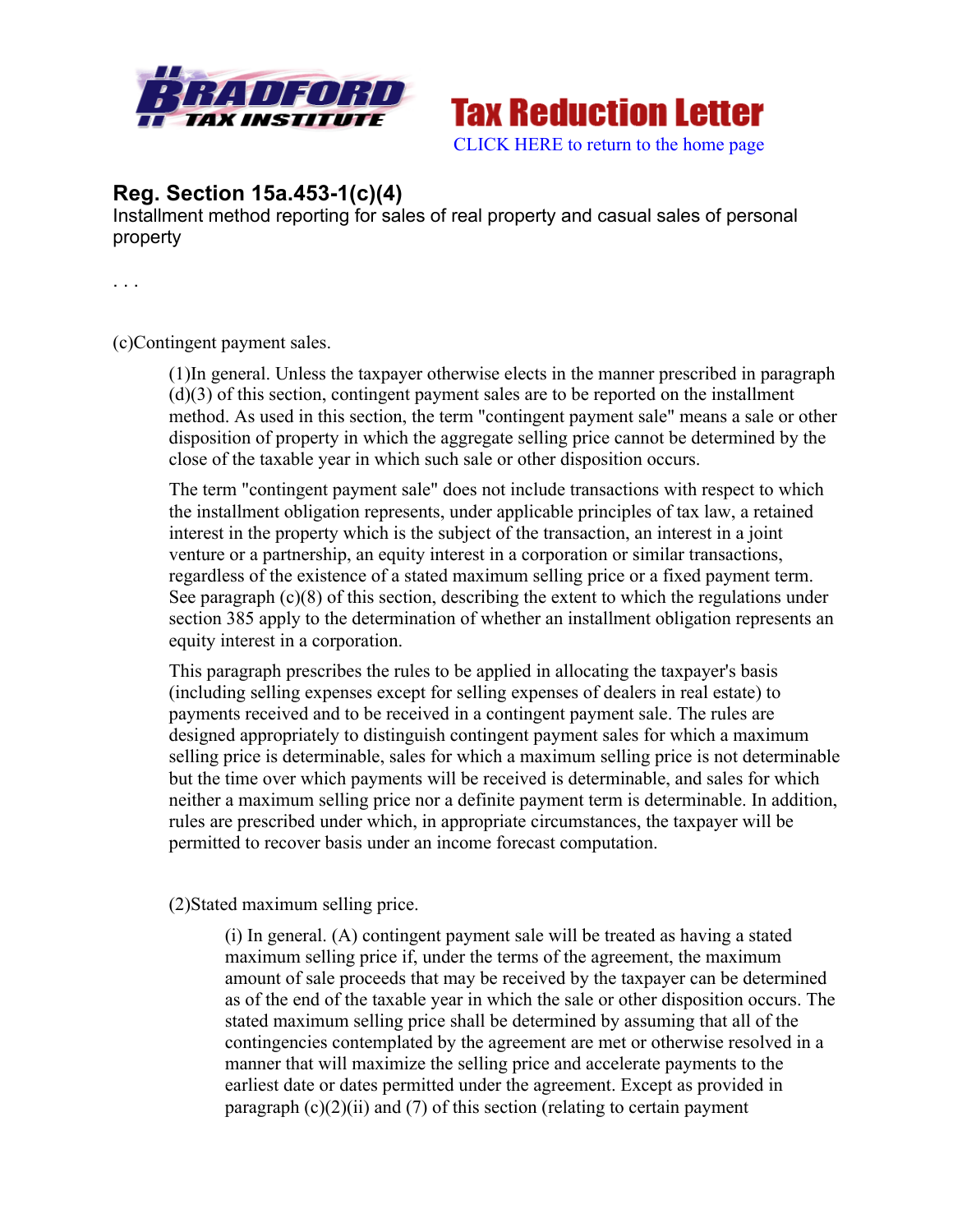Tax Reduction Letter

CLICK HERE to return to the home page

## Reg. Section 15a.453-1(c)(4)

Installment method reporting for sales of real property and casual sales of personal property

. . .

(c)Contingent payment sales.

(1)In general. Unless the taxpayer otherwise elects in the manner prescribed in paragraph (d)(3) of this section, contingent payment sales are to be reported on the installment method. As used in this section, the term "contingent payment sale" means a sale or other disposition of property in which the aggregate selling price cannot be determined by the close of the taxable year in which such sale or other disposition occurs.

The term "contingent payment sale" does not include transactions with respect to which the installment obligation represents, under applicable principles of tax law, a retained interest in the property which is the subject of the transaction, an interest in a joint venture or a partnership, an equity interest in a corporation or similar transactions, regardless of the existence of a stated maximum selling price or a fixed payment term. See paragraph (c)(8) of this section, describing the extent to which the regulations under section 385 apply to the determination of whether an installment obligation represents an equity interest in a corporation.

This paragraph prescribes the rules to be applied in allocating the taxpayer's basis (including selling expenses except for selling expenses of dealers in real estate) to payments received and to be received in a contingent payment sale. The rules are designed appropriately to distinguish contingent payment sales for which a maximum selling price is determinable, sales for which a maximum selling price is not determinable but the time over which payments will be received is determinable, and sales for which neither a maximum selling price nor a definite payment term is determinable. In addition, rules are prescribed under which, in appropriate circumstances, the taxpayer will be permitted to recover basis under an income forecast computation.

(2)Stated maximum selling price.

(i) In general. (A) contingent payment sale will be treated as having a stated maximum selling price if, under the terms of the agreement, the maximum amount of sale proceeds that may be received by the taxpayer can be determined as of the end of the taxable year in which the sale or other disposition occurs. The stated maximum selling price shall be determined by assuming that all of the contingencies contemplated by the agreement are met or otherwise resolved in a manner that will maximize the selling price and accelerate payments to the earliest date or dates permitted under the agreement. Except as provided in paragraph (c)(2)(ii) and (7) of this section (relating to certain payment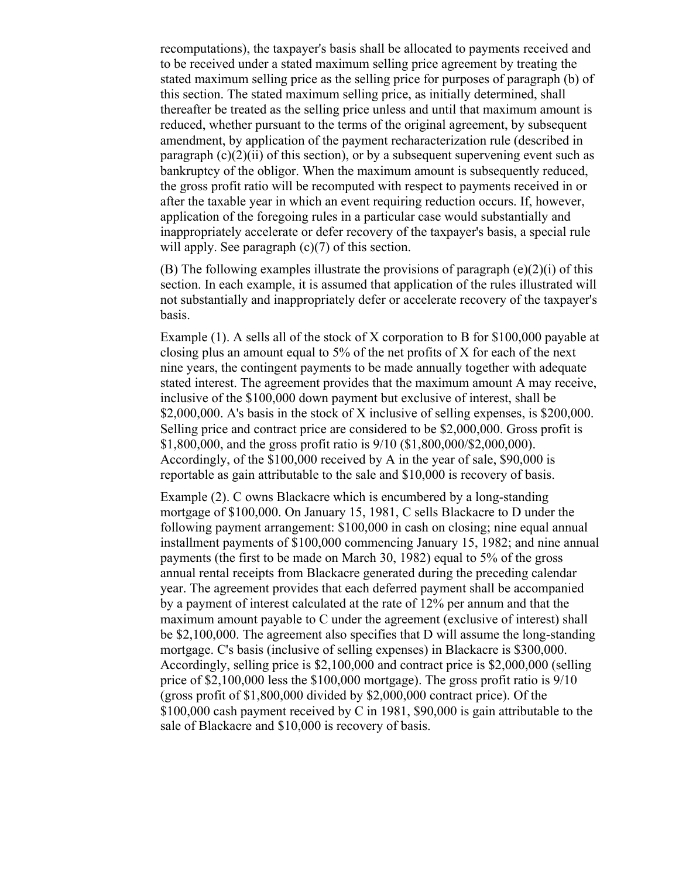recomputations), the taxpayer's basis shall be allocated to payments received and to be received under a stated maximum selling price agreement by treating the stated maximum selling price as the selling price for purposes of paragraph (b) of this section. The stated maximum selling price, as initially determined, shall thereafter be treated as the selling price unless and until that maximum amount is reduced, whether pursuant to the terms of the original agreement, by subsequent amendment, by application of the payment recharacterization rule (described in paragraph (c)(2)(ii) of this section), or by a subsequent supervening event such as bankruptcy of the obligor. When the maximum amount is subsequently reduced, the gross profit ratio will be recomputed with respect to payments received in or after the taxable year in which an event requiring reduction occurs. If, however, application of the foregoing rules in a particular case would substantially and inappropriately accelerate or defer recovery of the taxpayer's basis, a special rule will apply. See paragraph (c)(7) of this section.

(B) The following examples illustrate the provisions of paragraph (e)(2)(i) of this section. In each example, it is assumed that application of the rules illustrated will not substantially and inappropriately defer or accelerate recovery of the taxpayer's basis.

Example (1). A sells all of the stock of X corporation to B for $100,000 payable at closing plus an amount equal to 5% of the net profits of X for each of the next nine years, the contingent payments to be made annually together with adequate stated interest. The agreement provides that the maximum amount A may receive, inclusive of the $100,000 down payment but exclusive of interest, shall be $2,000,000. A's basis in the stock of X inclusive of selling expenses, is $200,000. Selling price and contract price are considered to be $2,000,000. Gross profit is $1,800,000, and the gross profit ratio is 9/10 ($1,800,000/$2,000,000). Accordingly, of the $100,000 received by A in the year of sale, $90,000 is reportable as gain attributable to the sale and $10,000 is recovery of basis.

Example (2). C owns Blackacre which is encumbered by a long-standing mortgage of $100,000. On January 15, 1981, C sells Blackacre to D under the following payment arrangement: $100,000 in cash on closing; nine equal annual installment payments of $100,000 commencing January 15, 1982; and nine annual payments (the first to be made on March 30, 1982) equal to 5% of the gross annual rental receipts from Blackacre generated during the preceding calendar year. The agreement provides that each deferred payment shall be accompanied by a payment of interest calculated at the rate of 12% per annum and that the maximum amount payable to C under the agreement (exclusive of interest) shall be $2,100,000. The agreement also specifies that D will assume the long-standing mortgage. C's basis (inclusive of selling expenses) in Blackacre is $300,000. Accordingly, selling price is $2,100,000 and contract price is $2,000,000 (selling price of $2,100,000 less the $100,000 mortgage). The gross profit ratio is 9/10 (gross profit of $1,800,000 divided by $2,000,000 contract price). Of the $100,000 cash payment received by C in 1981, $90,000 is gain attributable to the sale of Blackacre and $10,000 is recovery of basis.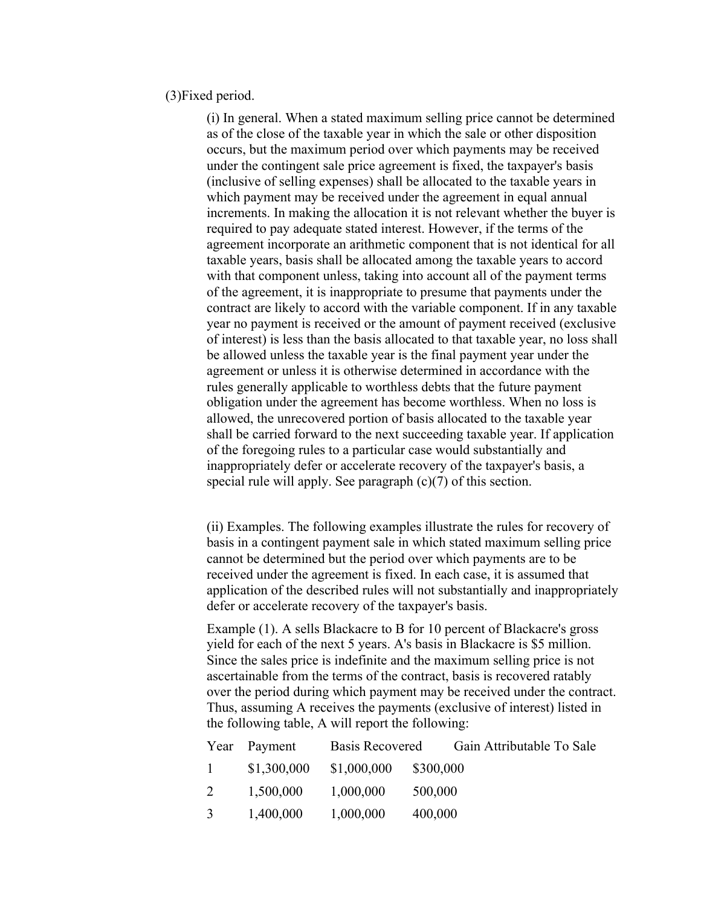(3)Fixed period.

(i) In general. When a stated maximum selling price cannot be determined as of the close of the taxable year in which the sale or other disposition occurs, but the maximum period over which payments may be received under the contingent sale price agreement is fixed, the taxpayer's basis (inclusive of selling expenses) shall be allocated to the taxable years in which payment may be received under the agreement in equal annual increments. In making the allocation it is not relevant whether the buyer is required to pay adequate stated interest. However, if the terms of the agreement incorporate an arithmetic component that is not identical for all taxable years, basis shall be allocated among the taxable years to accord with that component unless, taking into account all of the payment terms of the agreement, it is inappropriate to presume that payments under the contract are likely to accord with the variable component. If in any taxable year no payment is received or the amount of payment received (exclusive of interest) is less than the basis allocated to that taxable year, no loss shall be allowed unless the taxable year is the final payment year under the agreement or unless it is otherwise determined in accordance with the rules generally applicable to worthless debts that the future payment obligation under the agreement has become worthless. When no loss is allowed, the unrecovered portion of basis allocated to the taxable year shall be carried forward to the next succeeding taxable year. If application of the foregoing rules to a particular case would substantially and inappropriately defer or accelerate recovery of the taxpayer's basis, a special rule will apply. See paragraph (c)(7) of this section.

(ii) Examples. The following examples illustrate the rules for recovery of basis in a contingent payment sale in which stated maximum selling price cannot be determined but the period over which payments are to be received under the agreement is fixed. In each case, it is assumed that application of the described rules will not substantially and inappropriately defer or accelerate recovery of the taxpayer's basis.

Example (1). A sells Blackacre to B for 10 percent of Blackacre's gross yield for each of the next 5 years. A's basis in Blackacre is $5 million. Since the sales price is indefinite and the maximum selling price is not ascertainable from the terms of the contract, basis is recovered ratably over the period during which payment may be received under the contract. Thus, assuming A receives the payments (exclusive of interest) listed in the following table, A will report the following:

| Year | Payment | Basis Recovered | Gain Attributable To Sale |
|---|---|---|---|
| 1 | $1,300,000 | $1,000,000 | $300,000 |
| 2 | 1,500,000 | 1,000,000 | 500,000 |
| 3 | 1,400,000 | 1,000,000 | 400,000 |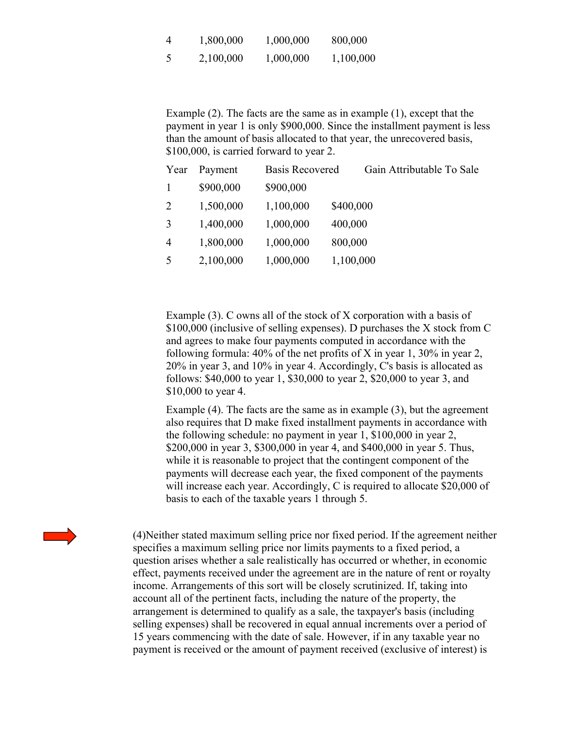| | | | |
|---|---|---|---|
| 4 | 1,800,000 | 1,000,000 | 800,000 |
| 5 | 2,100,000 | 1,000,000 | 1,100,000 |

Example (2). The facts are the same as in example (1), except that the payment in year 1 is only $900,000. Since the installment payment is less than the amount of basis allocated to that year, the unrecovered basis, $100,000, is carried forward to year 2.

| Year | Payment | Basis Recovered | Gain Attributable To Sale |
|---|---|---|---|
| 1 | $900,000 | $900,000 | |
| 2 | 1,500,000 | 1,100,000 | $400,000 |
| 3 | 1,400,000 | 1,000,000 | 400,000 |
| 4 | 1,800,000 | 1,000,000 | 800,000 |
| 5 | 2,100,000 | 1,000,000 | 1,100,000 |

Example (3). C owns all of the stock of X corporation with a basis of $100,000 (inclusive of selling expenses). D purchases the X stock from C and agrees to make four payments computed in accordance with the following formula: 40% of the net profits of X in year 1, 30% in year 2, 20% in year 3, and 10% in year 4. Accordingly, C's basis is allocated as follows: $40,000 to year 1, $30,000 to year 2, $20,000 to year 3, and $10,000 to year 4.

Example (4). The facts are the same as in example (3), but the agreement also requires that D make fixed installment payments in accordance with the following schedule: no payment in year 1, $100,000 in year 2, $200,000 in year 3, $300,000 in year 4, and $400,000 in year 5. Thus, while it is reasonable to project that the contingent component of the payments will decrease each year, the fixed component of the payments will increase each year. Accordingly, C is required to allocate $20,000 of basis to each of the taxable years 1 through 5.

(4)Neither stated maximum selling price nor fixed period. If the agreement neither specifies a maximum selling price nor limits payments to a fixed period, a question arises whether a sale realistically has occurred or whether, in economic effect, payments received under the agreement are in the nature of rent or royalty income. Arrangements of this sort will be closely scrutinized. If, taking into account all of the pertinent facts, including the nature of the property, the arrangement is determined to qualify as a sale, the taxpayer's basis (including selling expenses) shall be recovered in equal annual increments over a period of 15 years commencing with the date of sale. However, if in any taxable year no payment is received or the amount of payment received (exclusive of interest) is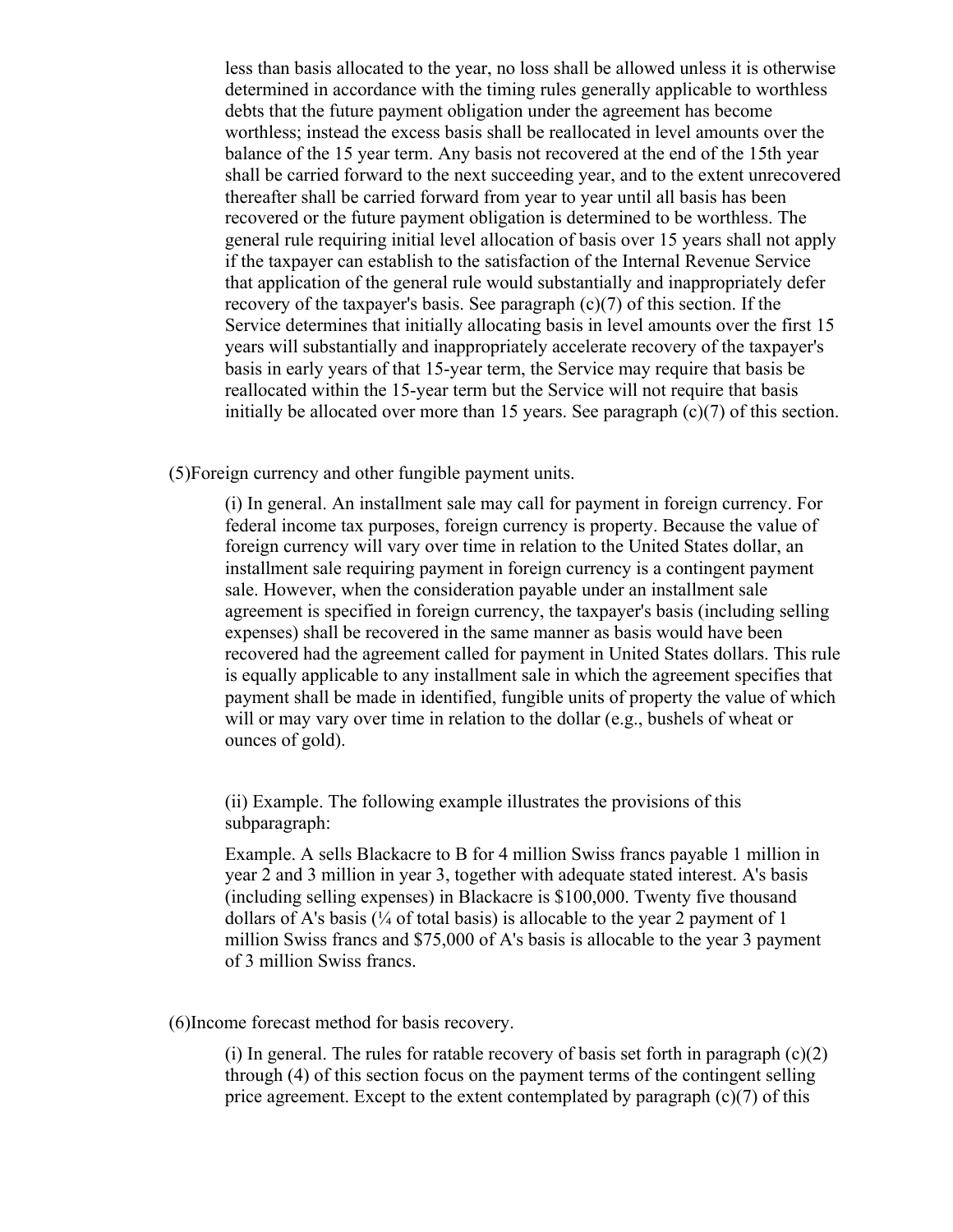less than basis allocated to the year, no loss shall be allowed unless it is otherwise determined in accordance with the timing rules generally applicable to worthless debts that the future payment obligation under the agreement has become worthless; instead the excess basis shall be reallocated in level amounts over the balance of the 15 year term. Any basis not recovered at the end of the 15th year shall be carried forward to the next succeeding year, and to the extent unrecovered thereafter shall be carried forward from year to year until all basis has been recovered or the future payment obligation is determined to be worthless. The general rule requiring initial level allocation of basis over 15 years shall not apply if the taxpayer can establish to the satisfaction of the Internal Revenue Service that application of the general rule would substantially and inappropriately defer recovery of the taxpayer's basis. See paragraph (c)(7) of this section. If the Service determines that initially allocating basis in level amounts over the first 15 years will substantially and inappropriately accelerate recovery of the taxpayer's basis in early years of that 15-year term, the Service may require that basis be reallocated within the 15-year term but the Service will not require that basis initially be allocated over more than 15 years. See paragraph (c)(7) of this section.

(5)Foreign currency and other fungible payment units.

(i) In general. An installment sale may call for payment in foreign currency. For federal income tax purposes, foreign currency is property. Because the value of foreign currency will vary over time in relation to the United States dollar, an installment sale requiring payment in foreign currency is a contingent payment sale. However, when the consideration payable under an installment sale agreement is specified in foreign currency, the taxpayer's basis (including selling expenses) shall be recovered in the same manner as basis would have been recovered had the agreement called for payment in United States dollars. This rule is equally applicable to any installment sale in which the agreement specifies that payment shall be made in identified, fungible units of property the value of which will or may vary over time in relation to the dollar (e.g., bushels of wheat or ounces of gold).

(ii) Example. The following example illustrates the provisions of this subparagraph:

Example. A sells Blackacre to B for 4 million Swiss francs payable 1 million in year 2 and 3 million in year 3, together with adequate stated interest. A's basis (including selling expenses) in Blackacre is $100,000. Twenty five thousand dollars of A's basis (¼ of total basis) is allocable to the year 2 payment of 1 million Swiss francs and $75,000 of A's basis is allocable to the year 3 payment of 3 million Swiss francs.

(6)Income forecast method for basis recovery.

(i) In general. The rules for ratable recovery of basis set forth in paragraph (c)(2) through (4) of this section focus on the payment terms of the contingent selling price agreement. Except to the extent contemplated by paragraph (c)(7) of this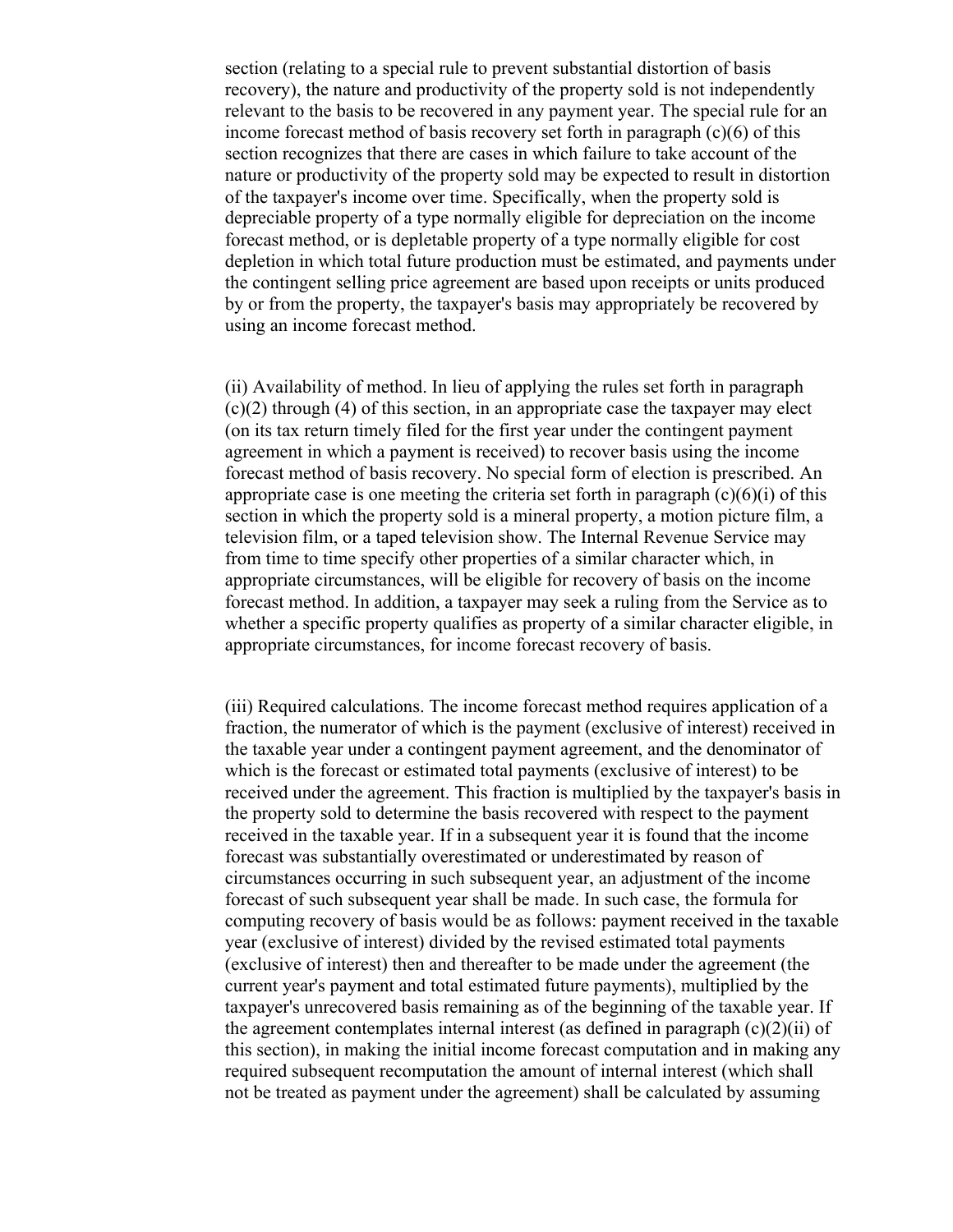section (relating to a special rule to prevent substantial distortion of basis recovery), the nature and productivity of the property sold is not independently relevant to the basis to be recovered in any payment year. The special rule for an income forecast method of basis recovery set forth in paragraph (c)(6) of this section recognizes that there are cases in which failure to take account of the nature or productivity of the property sold may be expected to result in distortion of the taxpayer's income over time. Specifically, when the property sold is depreciable property of a type normally eligible for depreciation on the income forecast method, or is depletable property of a type normally eligible for cost depletion in which total future production must be estimated, and payments under the contingent selling price agreement are based upon receipts or units produced by or from the property, the taxpayer's basis may appropriately be recovered by using an income forecast method.

(ii) Availability of method. In lieu of applying the rules set forth in paragraph (c)(2) through (4) of this section, in an appropriate case the taxpayer may elect (on its tax return timely filed for the first year under the contingent payment agreement in which a payment is received) to recover basis using the income forecast method of basis recovery. No special form of election is prescribed. An appropriate case is one meeting the criteria set forth in paragraph (c)(6)(i) of this section in which the property sold is a mineral property, a motion picture film, a television film, or a taped television show. The Internal Revenue Service may from time to time specify other properties of a similar character which, in appropriate circumstances, will be eligible for recovery of basis on the income forecast method. In addition, a taxpayer may seek a ruling from the Service as to whether a specific property qualifies as property of a similar character eligible, in appropriate circumstances, for income forecast recovery of basis.

(iii) Required calculations. The income forecast method requires application of a fraction, the numerator of which is the payment (exclusive of interest) received in the taxable year under a contingent payment agreement, and the denominator of which is the forecast or estimated total payments (exclusive of interest) to be received under the agreement. This fraction is multiplied by the taxpayer's basis in the property sold to determine the basis recovered with respect to the payment received in the taxable year. If in a subsequent year it is found that the income forecast was substantially overestimated or underestimated by reason of circumstances occurring in such subsequent year, an adjustment of the income forecast of such subsequent year shall be made. In such case, the formula for computing recovery of basis would be as follows: payment received in the taxable year (exclusive of interest) divided by the revised estimated total payments (exclusive of interest) then and thereafter to be made under the agreement (the current year's payment and total estimated future payments), multiplied by the taxpayer's unrecovered basis remaining as of the beginning of the taxable year. If the agreement contemplates internal interest (as defined in paragraph (c)(2)(ii) of this section), in making the initial income forecast computation and in making any required subsequent recomputation the amount of internal interest (which shall not be treated as payment under the agreement) shall be calculated by assuming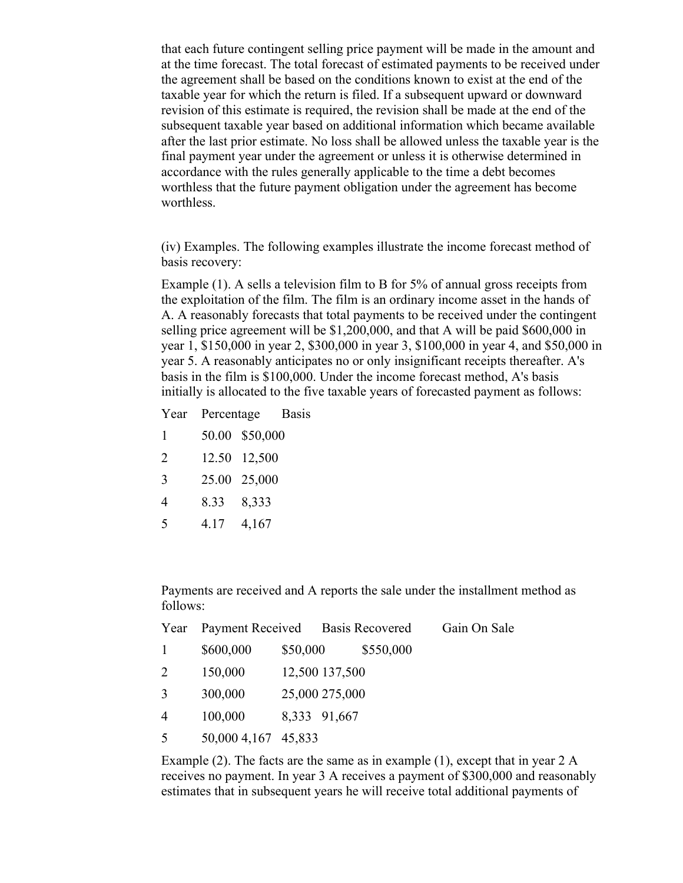that each future contingent selling price payment will be made in the amount and at the time forecast. The total forecast of estimated payments to be received under the agreement shall be based on the conditions known to exist at the end of the taxable year for which the return is filed. If a subsequent upward or downward revision of this estimate is required, the revision shall be made at the end of the subsequent taxable year based on additional information which became available after the last prior estimate. No loss shall be allowed unless the taxable year is the final payment year under the agreement or unless it is otherwise determined in accordance with the rules generally applicable to the time a debt becomes worthless that the future payment obligation under the agreement has become worthless.

(iv) Examples. The following examples illustrate the income forecast method of basis recovery:

Example (1). A sells a television film to B for 5% of annual gross receipts from the exploitation of the film. The film is an ordinary income asset in the hands of A. A reasonably forecasts that total payments to be received under the contingent selling price agreement will be $1,200,000, and that A will be paid $600,000 in year 1, $150,000 in year 2, $300,000 in year 3, $100,000 in year 4, and $50,000 in year 5. A reasonably anticipates no or only insignificant receipts thereafter. A's basis in the film is $100,000. Under the income forecast method, A's basis initially is allocated to the five taxable years of forecasted payment as follows:

| Year | Percentage | Basis |
|---|---|---|
| 1 | 50.00 | $50,000 |
| 2 | 12.50 | 12,500 |
| 3 | 25.00 | 25,000 |
| 4 | 8.33 | 8,333 |
| 5 | 4.17 | 4,167 |

Payments are received and A reports the sale under the installment method as follows:

| Year | Payment Received | Basis Recovered | Gain On Sale |
|---|---|---|---|
| 1 | $600,000 | $50,000 | $550,000 |
| 2 | 150,000 | 12,500 | 137,500 |
| 3 | 300,000 | 25,000 | 275,000 |
| 4 | 100,000 | 8,333 | 91,667 |
| 5 | 50,000 | 4,167 | 45,833 |

Example (2). The facts are the same as in example (1), except that in year 2 A receives no payment. In year 3 A receives a payment of $300,000 and reasonably estimates that in subsequent years he will receive total additional payments of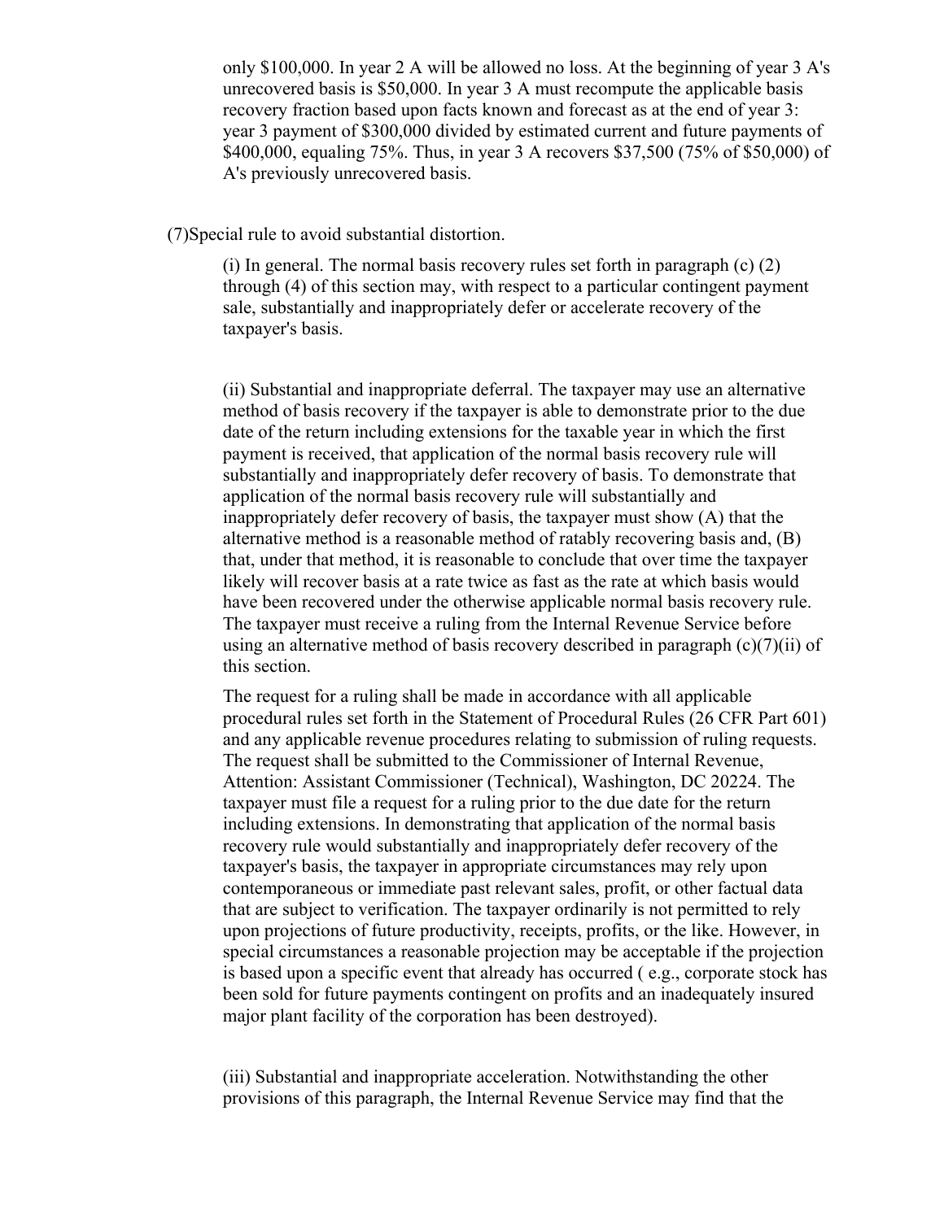only $100,000. In year 2 A will be allowed no loss. At the beginning of year 3 A's unrecovered basis is $50,000. In year 3 A must recompute the applicable basis recovery fraction based upon facts known and forecast as at the end of year 3: year 3 payment of $300,000 divided by estimated current and future payments of $400,000, equaling 75%. Thus, in year 3 A recovers $37,500 (75% of $50,000) of A's previously unrecovered basis.

(7)Special rule to avoid substantial distortion.

(i) In general. The normal basis recovery rules set forth in paragraph (c) (2) through (4) of this section may, with respect to a particular contingent payment sale, substantially and inappropriately defer or accelerate recovery of the taxpayer's basis.

(ii) Substantial and inappropriate deferral. The taxpayer may use an alternative method of basis recovery if the taxpayer is able to demonstrate prior to the due date of the return including extensions for the taxable year in which the first payment is received, that application of the normal basis recovery rule will substantially and inappropriately defer recovery of basis. To demonstrate that application of the normal basis recovery rule will substantially and inappropriately defer recovery of basis, the taxpayer must show (A) that the alternative method is a reasonable method of ratably recovering basis and, (B) that, under that method, it is reasonable to conclude that over time the taxpayer likely will recover basis at a rate twice as fast as the rate at which basis would have been recovered under the otherwise applicable normal basis recovery rule. The taxpayer must receive a ruling from the Internal Revenue Service before using an alternative method of basis recovery described in paragraph (c)(7)(ii) of this section.

The request for a ruling shall be made in accordance with all applicable procedural rules set forth in the Statement of Procedural Rules (26 CFR Part 601) and any applicable revenue procedures relating to submission of ruling requests. The request shall be submitted to the Commissioner of Internal Revenue, Attention: Assistant Commissioner (Technical), Washington, DC 20224. The taxpayer must file a request for a ruling prior to the due date for the return including extensions. In demonstrating that application of the normal basis recovery rule would substantially and inappropriately defer recovery of the taxpayer's basis, the taxpayer in appropriate circumstances may rely upon contemporaneous or immediate past relevant sales, profit, or other factual data that are subject to verification. The taxpayer ordinarily is not permitted to rely upon projections of future productivity, receipts, profits, or the like. However, in special circumstances a reasonable projection may be acceptable if the projection is based upon a specific event that already has occurred ( e.g., corporate stock has been sold for future payments contingent on profits and an inadequately insured major plant facility of the corporation has been destroyed).

(iii) Substantial and inappropriate acceleration. Notwithstanding the other provisions of this paragraph, the Internal Revenue Service may find that the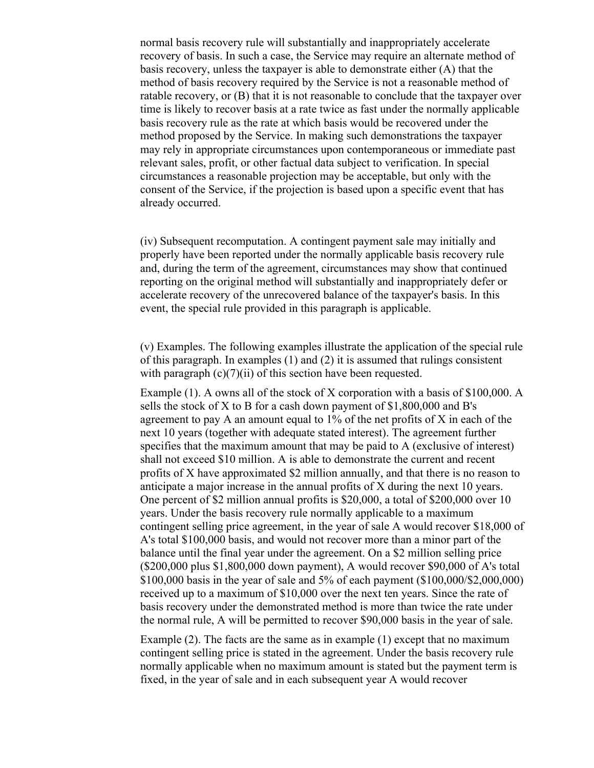normal basis recovery rule will substantially and inappropriately accelerate recovery of basis. In such a case, the Service may require an alternate method of basis recovery, unless the taxpayer is able to demonstrate either (A) that the method of basis recovery required by the Service is not a reasonable method of ratable recovery, or (B) that it is not reasonable to conclude that the taxpayer over time is likely to recover basis at a rate twice as fast under the normally applicable basis recovery rule as the rate at which basis would be recovered under the method proposed by the Service. In making such demonstrations the taxpayer may rely in appropriate circumstances upon contemporaneous or immediate past relevant sales, profit, or other factual data subject to verification. In special circumstances a reasonable projection may be acceptable, but only with the consent of the Service, if the projection is based upon a specific event that has already occurred.

(iv) Subsequent recomputation. A contingent payment sale may initially and properly have been reported under the normally applicable basis recovery rule and, during the term of the agreement, circumstances may show that continued reporting on the original method will substantially and inappropriately defer or accelerate recovery of the unrecovered balance of the taxpayer's basis. In this event, the special rule provided in this paragraph is applicable.

(v) Examples. The following examples illustrate the application of the special rule of this paragraph. In examples (1) and (2) it is assumed that rulings consistent with paragraph (c)(7)(ii) of this section have been requested.

Example (1). A owns all of the stock of X corporation with a basis of $100,000. A sells the stock of X to B for a cash down payment of $1,800,000 and B's agreement to pay A an amount equal to 1% of the net profits of X in each of the next 10 years (together with adequate stated interest). The agreement further specifies that the maximum amount that may be paid to A (exclusive of interest) shall not exceed $10 million. A is able to demonstrate the current and recent profits of X have approximated $2 million annually, and that there is no reason to anticipate a major increase in the annual profits of X during the next 10 years. One percent of $2 million annual profits is $20,000, a total of $200,000 over 10 years. Under the basis recovery rule normally applicable to a maximum contingent selling price agreement, in the year of sale A would recover $18,000 of A's total $100,000 basis, and would not recover more than a minor part of the balance until the final year under the agreement. On a $2 million selling price ($200,000 plus $1,800,000 down payment), A would recover $90,000 of A's total $100,000 basis in the year of sale and 5% of each payment ($100,000/$2,000,000) received up to a maximum of $10,000 over the next ten years. Since the rate of basis recovery under the demonstrated method is more than twice the rate under the normal rule, A will be permitted to recover $90,000 basis in the year of sale.

Example (2). The facts are the same as in example (1) except that no maximum contingent selling price is stated in the agreement. Under the basis recovery rule normally applicable when no maximum amount is stated but the payment term is fixed, in the year of sale and in each subsequent year A would recover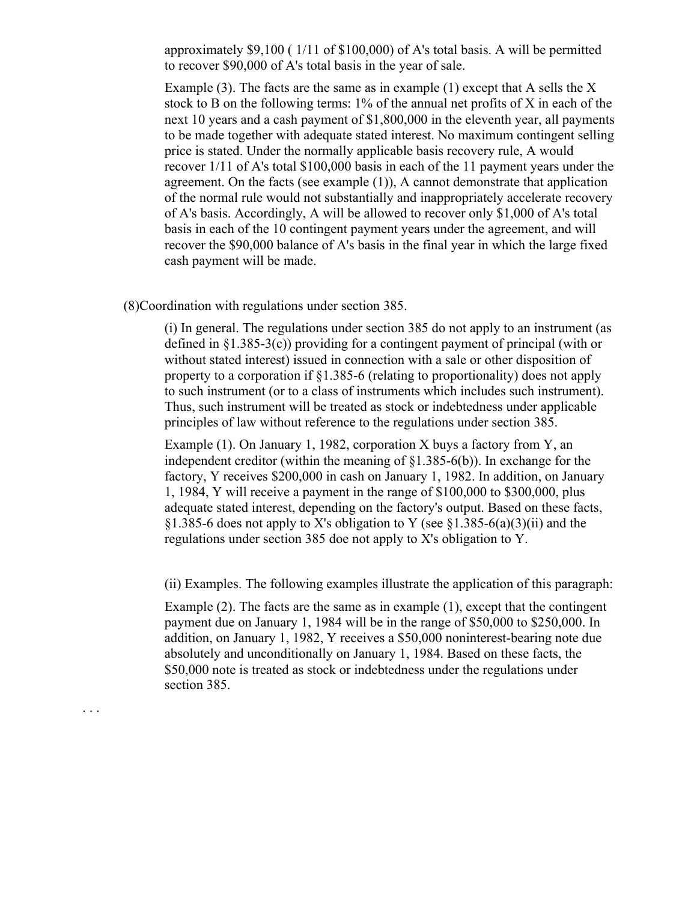approximately $9,100 ( 1/11 of $100,000) of A's total basis. A will be permitted to recover $90,000 of A's total basis in the year of sale.

Example (3). The facts are the same as in example (1) except that A sells the X stock to B on the following terms: 1% of the annual net profits of X in each of the next 10 years and a cash payment of $1,800,000 in the eleventh year, all payments to be made together with adequate stated interest. No maximum contingent selling price is stated. Under the normally applicable basis recovery rule, A would recover 1/11 of A's total $100,000 basis in each of the 11 payment years under the agreement. On the facts (see example (1)), A cannot demonstrate that application of the normal rule would not substantially and inappropriately accelerate recovery of A's basis. Accordingly, A will be allowed to recover only $1,000 of A's total basis in each of the 10 contingent payment years under the agreement, and will recover the $90,000 balance of A's basis in the final year in which the large fixed cash payment will be made.

(8)Coordination with regulations under section 385.

(i) In general. The regulations under section 385 do not apply to an instrument (as defined in §1.385-3(c)) providing for a contingent payment of principal (with or without stated interest) issued in connection with a sale or other disposition of property to a corporation if §1.385-6 (relating to proportionality) does not apply to such instrument (or to a class of instruments which includes such instrument). Thus, such instrument will be treated as stock or indebtedness under applicable principles of law without reference to the regulations under section 385.

Example (1). On January 1, 1982, corporation X buys a factory from Y, an independent creditor (within the meaning of §1.385-6(b)). In exchange for the factory, Y receives $200,000 in cash on January 1, 1982. In addition, on January 1, 1984, Y will receive a payment in the range of $100,000 to $300,000, plus adequate stated interest, depending on the factory's output. Based on these facts, §1.385-6 does not apply to X's obligation to Y (see §1.385-6(a)(3)(ii) and the regulations under section 385 doe not apply to X's obligation to Y.

(ii) Examples. The following examples illustrate the application of this paragraph:

Example (2). The facts are the same as in example (1), except that the contingent payment due on January 1, 1984 will be in the range of $50,000 to $250,000. In addition, on January 1, 1982, Y receives a $50,000 noninterest-bearing note due absolutely and unconditionally on January 1, 1984. Based on these facts, the $50,000 note is treated as stock or indebtedness under the regulations under section 385.

. . .